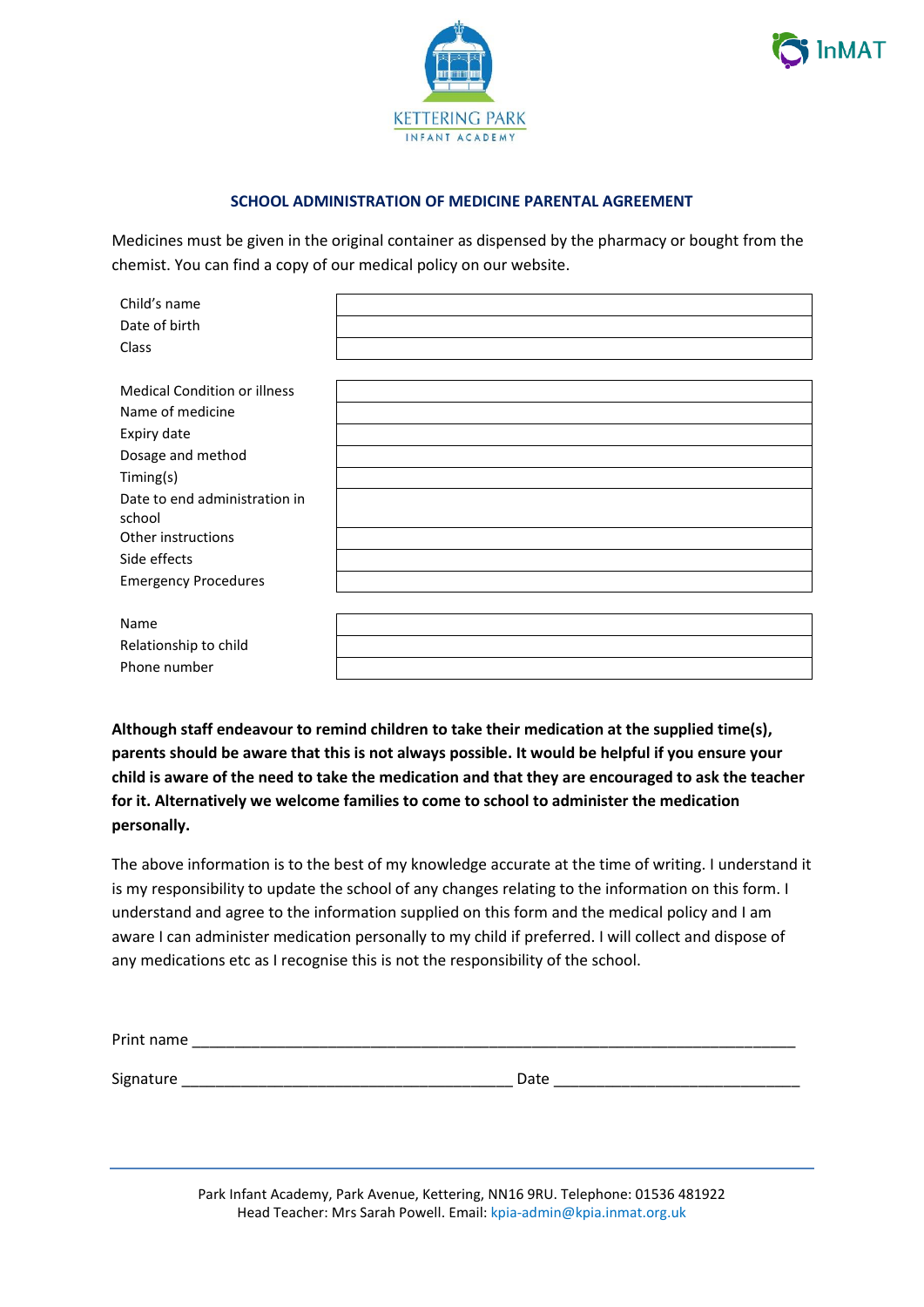KETTERING PARK
INFANT ACADEMY

InMAT

## SCHOOL ADMINISTRATION OF MEDICINE PARENTAL AGREEMENT

Medicines must be given in the original container as dispensed by the pharmacy or bought from the chemist. You can find a copy of our medical policy on our website.

| | |
|---|---|
| Child's name | |
| Date of birth | |
| Class | |

| | |
|---|---|
| Medical Condition or illness | |
| Name of medicine | |
| Expiry date | |
| Dosage and method | |
| Timing(s) | |
| Date to end administration in school | |
| Other instructions | |
| Side effects | |
| Emergency Procedures | |

| | |
|---|---|
| Name | |
| Relationship to child | |
| Phone number | |

**Although staff endeavour to remind children to take their medication at the supplied time(s), parents should be aware that this is not always possible. It would be helpful if you ensure your child is aware of the need to take the medication and that they are encouraged to ask the teacher for it. Alternatively we welcome families to come to school to administer the medication personally.**

The above information is to the best of my knowledge accurate at the time of writing. I understand it is my responsibility to update the school of any changes relating to the information on this form. I understand and agree to the information supplied on this form and the medical policy and I am aware I can administer medication personally to my child if preferred. I will collect and dispose of any medications etc as I recognise this is not the responsibility of the school.

Print name ___________________________________________________________________________

Signature ______________________________________ Date _____________________________

Park Infant Academy, Park Avenue, Kettering, NN16 9RU. Telephone: 01536 481922
Head Teacher: Mrs Sarah Powell. Email: kpia-admin@kpia.inmat.org.uk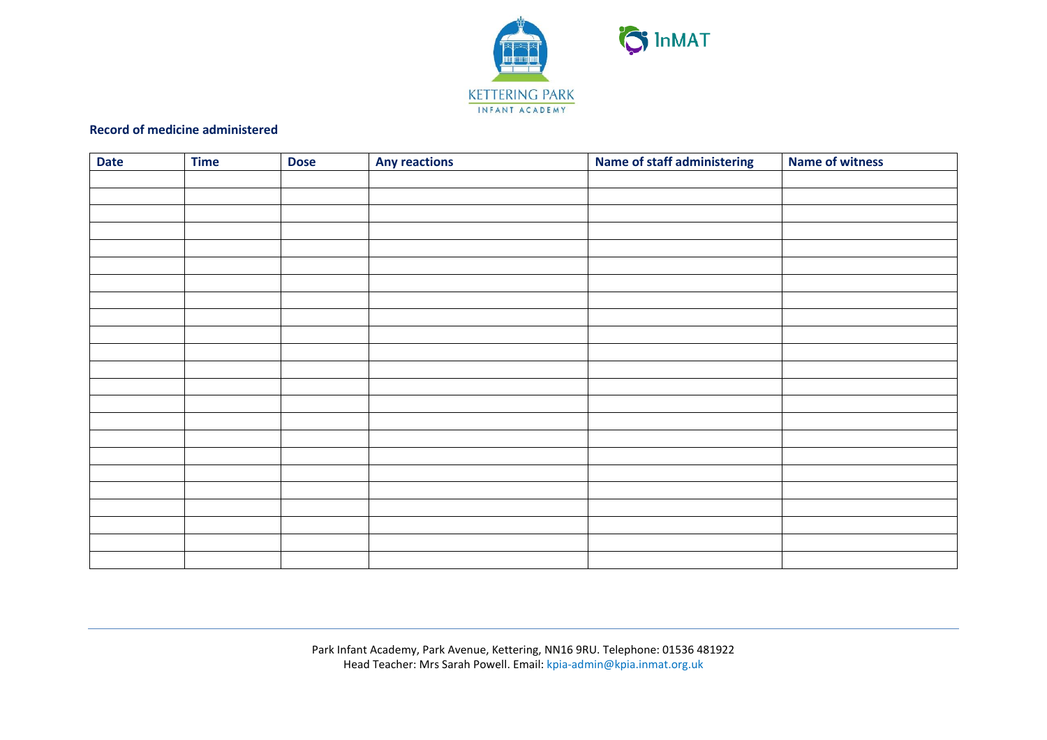**Record of medicine administered**

| Date | Time | Dose | Any reactions | Name of staff administering | Name of witness |
|---|---|---|---|---|---|
| | | | | | |
| | | | | | |
| | | | | | |
| | | | | | |
| | | | | | |
| | | | | | |
| | | | | | |
| | | | | | |
| | | | | | |
| | | | | | |
| | | | | | |
| | | | | | |
| | | | | | |
| | | | | | |
| | | | | | |
| | | | | | |
| | | | | | |
| | | | | | |
| | | | | | |
| | | | | | |
| | | | | | |
| | | | | | |
| | | | | | |